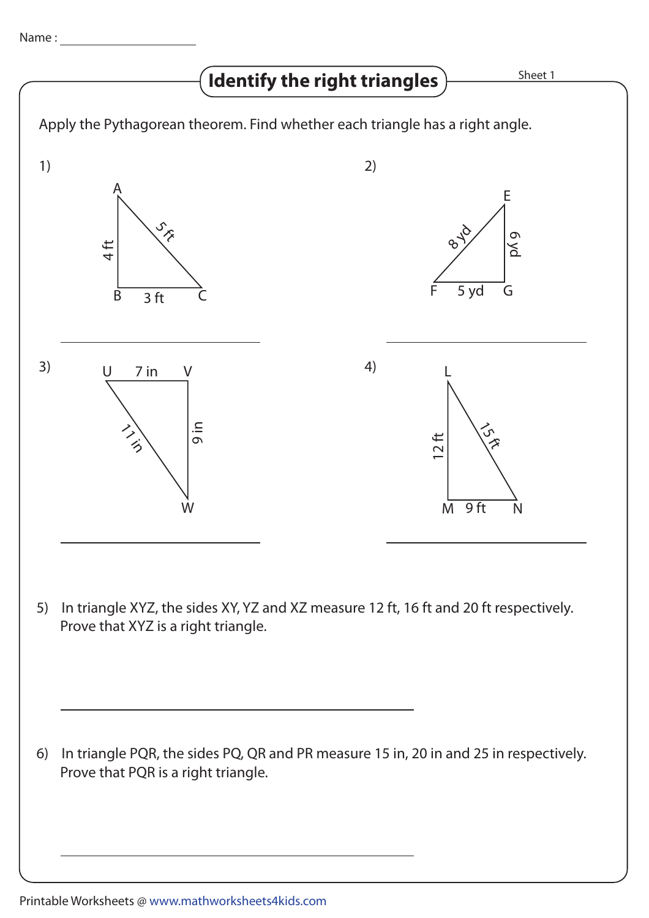Name : ____________________

# Identify the right triangles

Sheet 1

Apply the Pythagorean theorem. Find whether each triangle has a right angle.

1) Triangle ABC: AB = 4 ft, BC = 3 ft, AC = 5 ft

_________________________

2) Triangle EFG: EF = 8 yd, FG = 5 yd, EG = 6 yd

_________________________

3) Triangle UVW: UV = 7 in, VW = 9 in, UW = 11 in

_________________________

4) Triangle LMN: LM = 12 ft, MN = 9 ft, LN = 15 ft

_________________________

5) In triangle XYZ, the sides XY, YZ and XZ measure 12 ft, 16 ft and 20 ft respectively. Prove that XYZ is a right triangle.

_________________________

6) In triangle PQR, the sides PQ, QR and PR measure 15 in, 20 in and 25 in respectively. Prove that PQR is a right triangle.

_________________________

Printable Worksheets @ www.mathworksheets4kids.com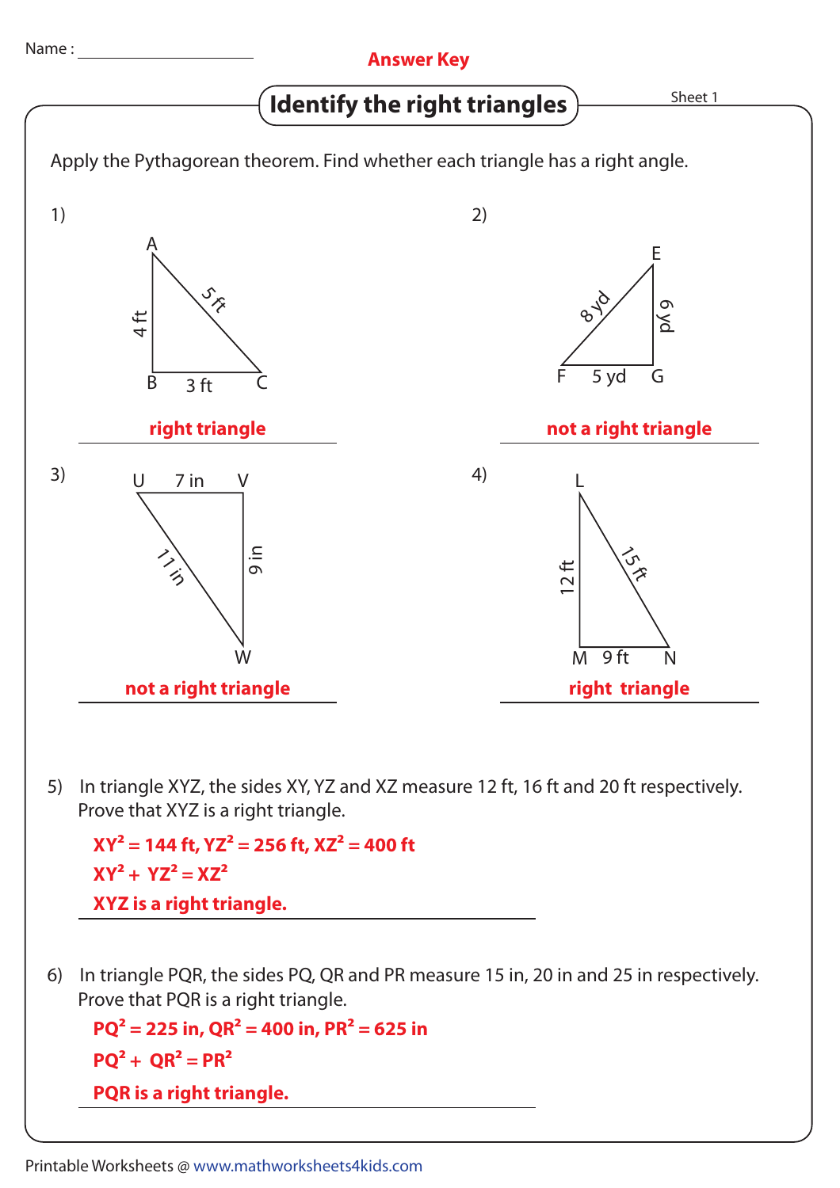Name : ____________________

**Answer Key**

# Identify the right triangles

Sheet 1

Apply the Pythagorean theorem. Find whether each triangle has a right angle.

1)

A, B, C; 4 ft, 5 ft, 3 ft

**right triangle**

2)

E, F, G; 8 yd, 6 yd, 5 yd

**not a right triangle**

3)

U, V, W; 7 in, 11 in, 9 in

**not a right triangle**

4)

L, M, N; 12 ft, 15 ft, 9 ft

**right triangle**

5) In triangle XYZ, the sides XY, YZ and XZ measure 12 ft, 16 ft and 20 ft respectively. Prove that XYZ is a right triangle.

**$XY^2 = 144$ ft, $YZ^2 = 256$ ft, $XZ^2 = 400$ ft**

**$XY^2 + YZ^2 = XZ^2$**

**XYZ is a right triangle.**

6) In triangle PQR, the sides PQ, QR and PR measure 15 in, 20 in and 25 in respectively. Prove that PQR is a right triangle.

**$PQ^2 = 225$ in, $QR^2 = 400$ in, $PR^2 = 625$ in**

**$PQ^2 + QR^2 = PR^2$**

**PQR is a right triangle.**

Printable Worksheets @ www.mathworksheets4kids.com